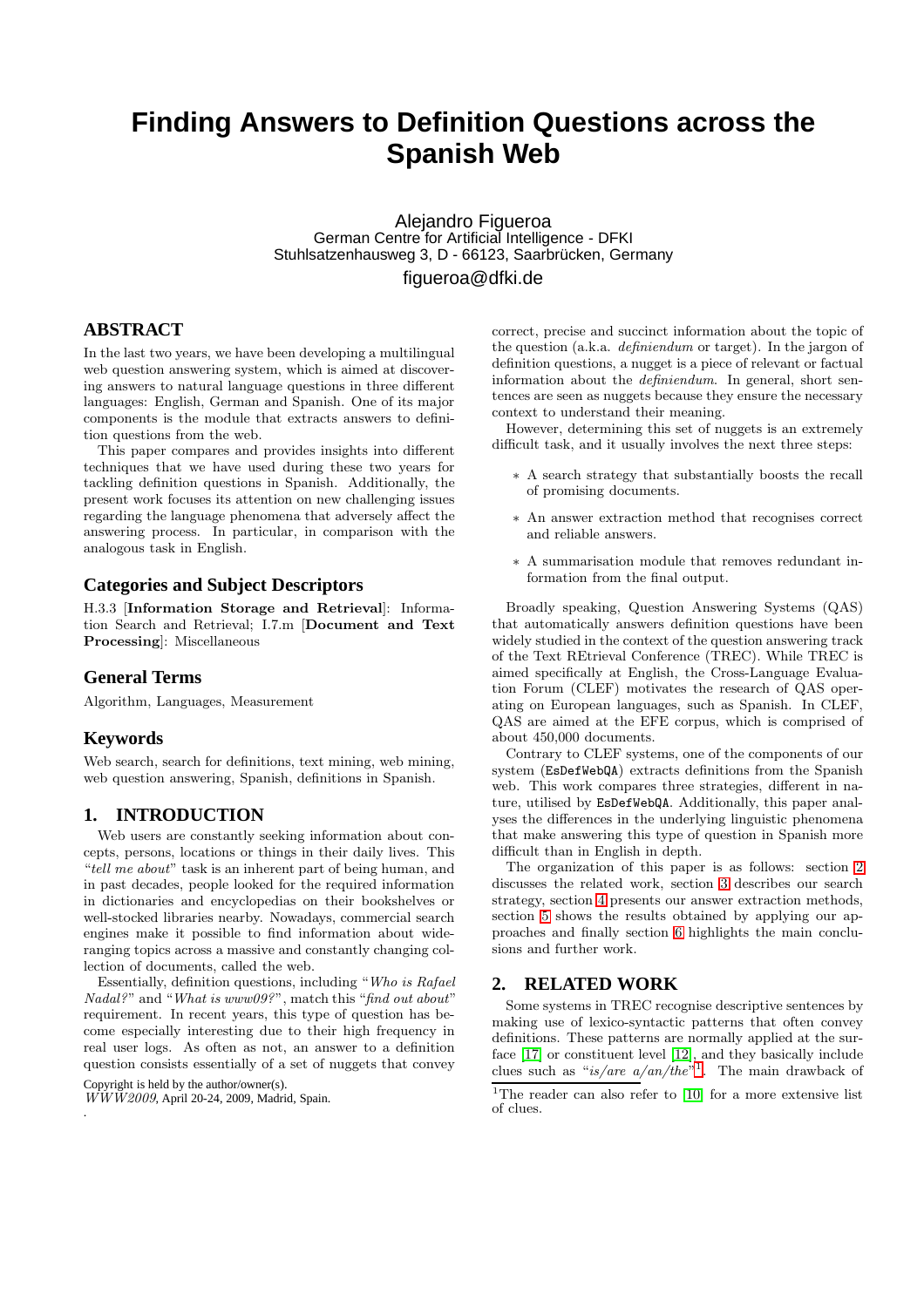# Finding Answers to Definition Questions across the Spanish Web

Alejandro Figueroa
German Centre for Artificial Intelligence - DFKI
Stuhlsatzenhausweg 3, D - 66123, Saarbrücken, Germany
figueroa@dfki.de

## ABSTRACT

In the last two years, we have been developing a multilingual web question answering system, which is aimed at discovering answers to natural language questions in three different languages: English, German and Spanish. One of its major components is the module that extracts answers to definition questions from the web.

This paper compares and provides insights into different techniques that we have used during these two years for tackling definition questions in Spanish. Additionally, the present work focuses its attention on new challenging issues regarding the language phenomena that adversely affect the answering process. In particular, in comparison with the analogous task in English.

## Categories and Subject Descriptors

H.3.3 [**Information Storage and Retrieval**]: Information Search and Retrieval; I.7.m [**Document and Text Processing**]: Miscellaneous

## General Terms

Algorithm, Languages, Measurement

## Keywords

Web search, search for definitions, text mining, web mining, web question answering, Spanish, definitions in Spanish.

## 1. INTRODUCTION

Web users are constantly seeking information about concepts, persons, locations or things in their daily lives. This *"tell me about"* task is an inherent part of being human, and in past decades, people looked for the required information in dictionaries and encyclopedias on their bookshelves or well-stocked libraries nearby. Nowadays, commercial search engines make it possible to find information about wide-ranging topics across a massive and constantly changing collection of documents, called the web.

Essentially, definition questions, including "*Who is Rafael Nadal?*" and "*What is www09?*", match this "*find out about*" requirement. In recent years, this type of question has become especially interesting due to their high frequency in real user logs. As often as not, an answer to a definition question consists essentially of a set of nuggets that convey correct, precise and succinct information about the topic of the question (a.k.a. *definiendum* or target). In the jargon of definition questions, a nugget is a piece of relevant or factual information about the *definiendum*. In general, short sentences are seen as nuggets because they ensure the necessary context to understand their meaning.

However, determining this set of nuggets is an extremely difficult task, and it usually involves the next three steps:

- A search strategy that substantially boosts the recall of promising documents.
- An answer extraction method that recognises correct and reliable answers.
- A summarisation module that removes redundant information from the final output.

Broadly speaking, Question Answering Systems (QAS) that automatically answers definition questions have been widely studied in the context of the question answering track of the Text REtrieval Conference (TREC). While TREC is aimed specifically at English, the Cross-Language Evaluation Forum (CLEF) motivates the research of QAS operating on European languages, such as Spanish. In CLEF, QAS are aimed at the EFE corpus, which is comprised of about 450,000 documents.

Contrary to CLEF systems, one of the components of our system (EsDefWebQA) extracts definitions from the Spanish web. This work compares three strategies, different in nature, utilised by EsDefWebQA. Additionally, this paper analyses the differences in the underlying linguistic phenomena that make answering this type of question in Spanish more difficult than in English in depth.

The organization of this paper is as follows: section 2 discusses the related work, section 3 describes our search strategy, section 4 presents our answer extraction methods, section 5 shows the results obtained by applying our approaches and finally section 6 highlights the main conclusions and further work.

## 2. RELATED WORK

Some systems in TREC recognise descriptive sentences by making use of lexico-syntactic patterns that often convey definitions. These patterns are normally applied at the surface [17] or constituent level [12], and they basically include clues such as "*is/are a/an/the*"[1]. The main drawback of

[1]The reader can also refer to [10] for a more extensive list of clues.

Copyright is held by the author/owner(s).
*WWW2009*, April 20-24, 2009, Madrid, Spain.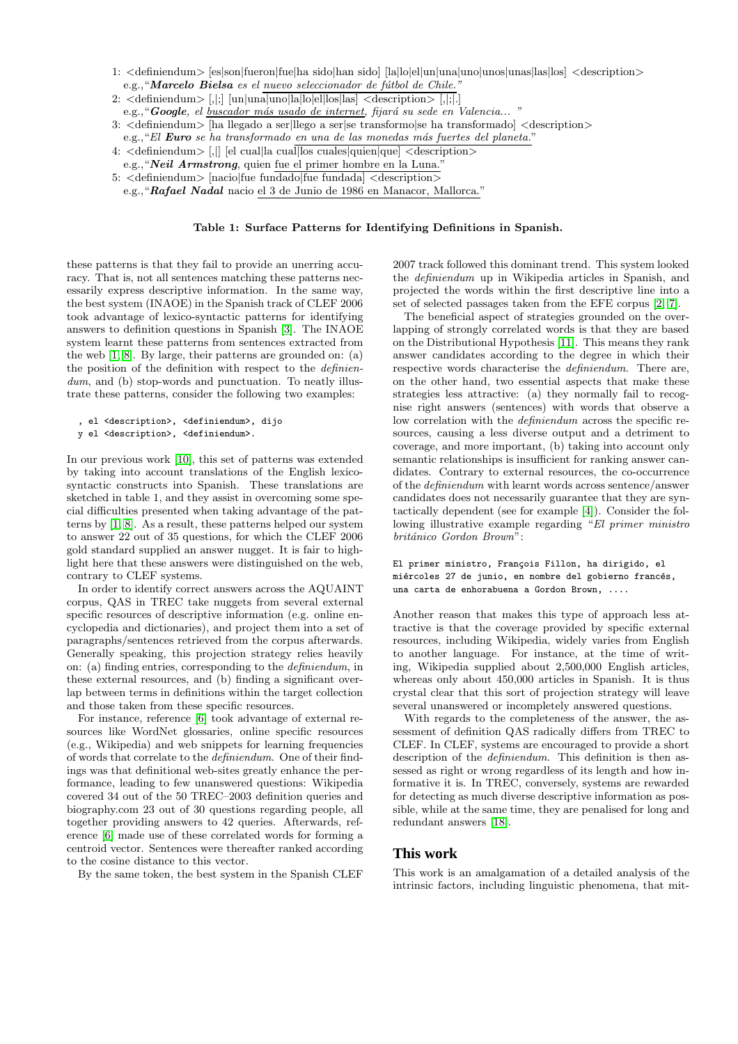1: <definiendum> [es|son|fueron|fue|ha sido|han sido] [la|lo|el|un|una|uno|unos|unas|las|los] <description>
e.g.,"***Marcelo Bielsa*** *es el nuevo seleccionador de fútbol de Chile.*"

2: <definiendum> [,|;] [un|una|uno|la|lo|el|los|las] <description> [,|;|.]
e.g.,"***Google****, el buscador más usado de internet, fijará su sede en Valencia... *"

3: <definiendum> [ha llegado a ser|llego a ser|se transformo|se ha transformado] <description>
e.g.,"*El* ***Euro*** *se ha transformado en una de las monedas más fuertes del planeta.*"

4: <definiendum> [,|] [el cual|la cual|los cuales|quien|que] <description>
e.g.,"***Neil Armstrong***, quien fue el primer hombre en la Luna."

5: <definiendum> [nacio|fue fundado|fue fundada] <description>
e.g.,"***Rafael Nadal*** nacio el 3 de Junio de 1986 en Manacor, Mallorca."

**Table 1: Surface Patterns for Identifying Definitions in Spanish.**

these patterns is that they fail to provide an unerring accuracy. That is, not all sentences matching these patterns necessarily express descriptive information. In the same way, the best system (INAOE) in the Spanish track of CLEF 2006 took advantage of lexico-syntactic patterns for identifying answers to definition questions in Spanish [3]. The INAOE system learnt these patterns from sentences extracted from the web [1, 8]. By large, their patterns are grounded on: (a) the position of the definition with respect to the *definiendum*, and (b) stop-words and punctuation. To neatly illustrate these patterns, consider the following two examples:

```
, el <description>, <definiendum>, dijo
y el <description>, <definiendum>.
```

In our previous work [10], this set of patterns was extended by taking into account translations of the English lexico-syntactic constructs into Spanish. These translations are sketched in table 1, and they assist in overcoming some special difficulties presented when taking advantage of the patterns by [1, 8]. As a result, these patterns helped our system to answer 22 out of 35 questions, for which the CLEF 2006 gold standard supplied an answer nugget. It is fair to highlight here that these answers were distinguished on the web, contrary to CLEF systems.

In order to identify correct answers across the AQUAINT corpus, QAS in TREC take nuggets from several external specific resources of descriptive information (e.g. online encyclopedia and dictionaries), and project them into a set of paragraphs/sentences retrieved from the corpus afterwards. Generally speaking, this projection strategy relies heavily on: (a) finding entries, corresponding to the *definiendum*, in these external resources, and (b) finding a significant overlap between terms in definitions within the target collection and those taken from these specific resources.

For instance, reference [6] took advantage of external resources like WordNet glossaries, online specific resources (e.g., Wikipedia) and web snippets for learning frequencies of words that correlate to the *definiendum*. One of their findings was that definitional web-sites greatly enhance the performance, leading to few unanswered questions: Wikipedia covered 34 out of the 50 TREC–2003 definition queries and biography.com 23 out of 30 questions regarding people, all together providing answers to 42 queries. Afterwards, reference [6] made use of these correlated words for forming a centroid vector. Sentences were thereafter ranked according to the cosine distance to this vector.

By the same token, the best system in the Spanish CLEF 2007 track followed this dominant trend. This system looked the *definiendum* up in Wikipedia articles in Spanish, and projected the words within the first descriptive line into a set of selected passages taken from the EFE corpus [2, 7].

The beneficial aspect of strategies grounded on the overlapping of strongly correlated words is that they are based on the Distributional Hypothesis [11]. This means they rank answer candidates according to the degree in which their respective words characterise the *definiendum*. There are, on the other hand, two essential aspects that make these strategies less attractive: (a) they normally fail to recognise right answers (sentences) with words that observe a low correlation with the *definiendum* across the specific resources, causing a less diverse output and a detriment to coverage, and more important, (b) taking into account only semantic relationships is insufficient for ranking answer candidates. Contrary to external resources, the co-occurrence of the *definiendum* with learnt words across sentence/answer candidates does not necessarily guarantee that they are syntactically dependent (see for example [4]). Consider the following illustrative example regarding "*El primer ministro británico Gordon Brown*":

```
El primer ministro, François Fillon, ha dirigido, el
miércoles 27 de junio, en nombre del gobierno francés,
una carta de enhorabuena a Gordon Brown, ....
```

Another reason that makes this type of approach less attractive is that the coverage provided by specific external resources, including Wikipedia, widely varies from English to another language. For instance, at the time of writing, Wikipedia supplied about 2,500,000 English articles, whereas only about 450,000 articles in Spanish. It is thus crystal clear that this sort of projection strategy will leave several unanswered or incompletely answered questions.

With regards to the completeness of the answer, the assessment of definition QAS radically differs from TREC to CLEF. In CLEF, systems are encouraged to provide a short description of the *definiendum*. This definition is then assessed as right or wrong regardless of its length and how informative it is. In TREC, conversely, systems are rewarded for detecting as much diverse descriptive information as possible, while at the same time, they are penalised for long and redundant answers [18].

## This work

This work is an amalgamation of a detailed analysis of the intrinsic factors, including linguistic phenomena, that mit-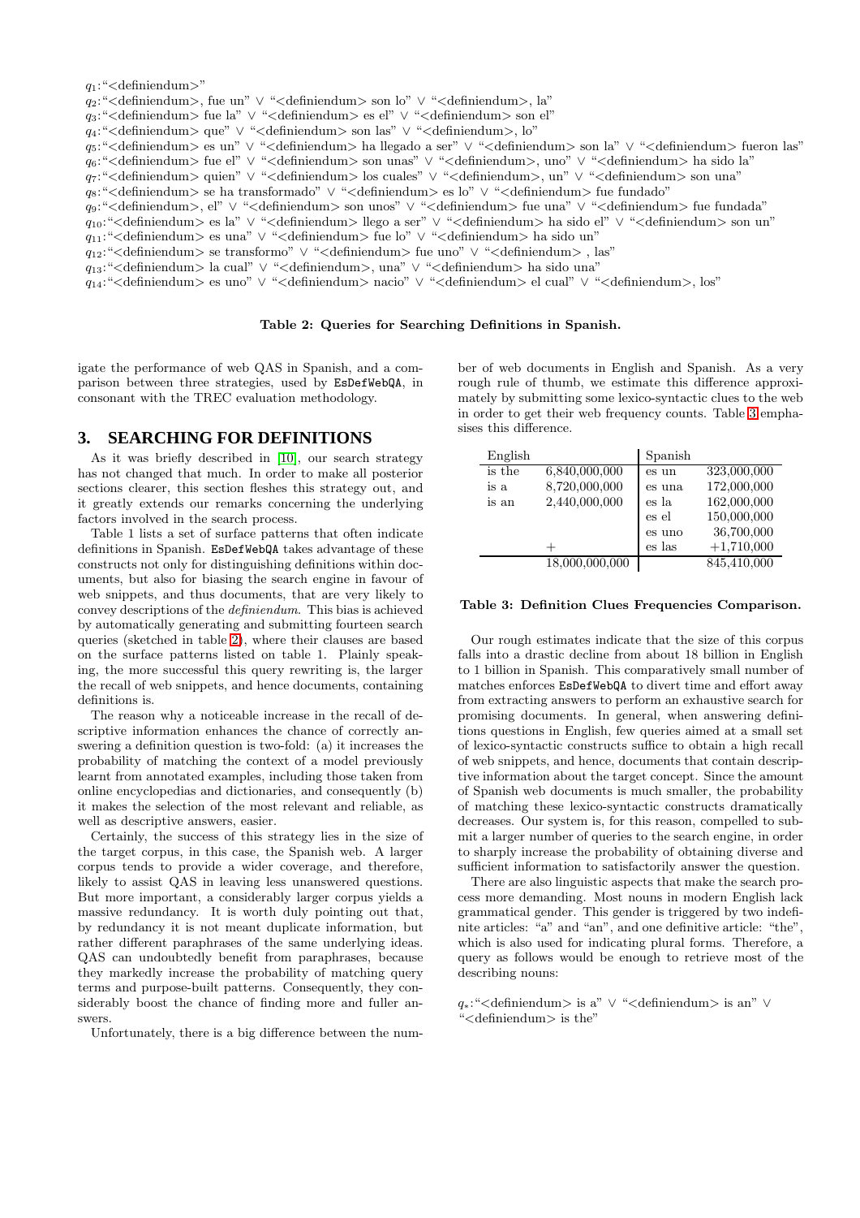$q_1$:"<definiendum>"
$q_2$:"<definiendum>, fue un" ∨ "<definiendum> son lo" ∨ "<definiendum>, la"
$q_3$:"<definiendum> fue la" ∨ "<definiendum> es el" ∨ "<definiendum> son el"
$q_4$:"<definiendum> que" ∨ "<definiendum> son las" ∨ "<definiendum>, lo"
$q_5$:"<definiendum> es un" ∨ "<definiendum> ha llegado a ser" ∨ "<definiendum> son la" ∨ "<definiendum> fueron las"
$q_6$:"<definiendum> fue el" ∨ "<definiendum> son unas" ∨ "<definiendum>, uno" ∨ "<definiendum> ha sido la"
$q_7$:"<definiendum> quien" ∨ "<definiendum> los cuales" ∨ "<definiendum>, un" ∨ "<definiendum> son una"
$q_8$:"<definiendum> se ha transformado" ∨ "<definiendum> es lo" ∨ "<definiendum> fue fundado"
$q_9$:"<definiendum>, el" ∨ "<definiendum> son unos" ∨ "<definiendum> fue una" ∨ "<definiendum> fue fundada"
$q_{10}$:"<definiendum> es la" ∨ "<definiendum> llego a ser" ∨ "<definiendum> ha sido el" ∨ "<definiendum> son un"
$q_{11}$:"<definiendum> es una" ∨ "<definiendum> fue lo" ∨ "<definiendum> ha sido un"
$q_{12}$:"<definiendum> se transformo" ∨ "<definiendum> fue uno" ∨ "<definiendum> , las"
$q_{13}$:"<definiendum> la cual" ∨ "<definiendum>, una" ∨ "<definiendum> ha sido una"
$q_{14}$:"<definiendum> es uno" ∨ "<definiendum> nacio" ∨ "<definiendum> el cual" ∨ "<definiendum>, los"

**Table 2: Queries for Searching Definitions in Spanish.**

igate the performance of web QAS in Spanish, and a comparison between three strategies, used by EsDefWebQA, in consonant with the TREC evaluation methodology.

## 3. SEARCHING FOR DEFINITIONS

As it was briefly described in [10], our search strategy has not changed that much. In order to make all posterior sections clearer, this section fleshes this strategy out, and it greatly extends our remarks concerning the underlying factors involved in the search process.

Table 1 lists a set of surface patterns that often indicate definitions in Spanish. EsDefWebQA takes advantage of these constructs not only for distinguishing definitions within documents, but also for biasing the search engine in favour of web snippets, and thus documents, that are very likely to convey descriptions of the *definiendum*. This bias is achieved by automatically generating and submitting fourteen search queries (sketched in table 2), where their clauses are based on the surface patterns listed on table 1. Plainly speaking, the more successful this query rewriting is, the larger the recall of web snippets, and hence documents, containing definitions is.

The reason why a noticeable increase in the recall of descriptive information enhances the chance of correctly answering a definition question is two-fold: (a) it increases the probability of matching the context of a model previously learnt from annotated examples, including those taken from online encyclopedias and dictionaries, and consequently (b) it makes the selection of the most relevant and reliable, as well as descriptive answers, easier.

Certainly, the success of this strategy lies in the size of the target corpus, in this case, the Spanish web. A larger corpus tends to provide a wider coverage, and therefore, likely to assist QAS in leaving less unanswered questions. But more important, a considerably larger corpus yields a massive redundancy. It is worth duly pointing out that, by redundancy it is not meant duplicate information, but rather different paraphrases of the same underlying ideas. QAS can undoubtedly benefit from paraphrases, because they markedly increase the probability of matching query terms and purpose-built patterns. Consequently, they considerably boost the chance of finding more and fuller answers.

Unfortunately, there is a big difference between the number of web documents in English and Spanish. As a very rough rule of thumb, we estimate this difference approximately by submitting some lexico-syntactic clues to the web in order to get their web frequency counts. Table 3 emphasises this difference.

| English | | Spanish | |
|---|---|---|---|
| is the | 6,840,000,000 | es un | 323,000,000 |
| is a | 8,720,000,000 | es una | 172,000,000 |
| is an | 2,440,000,000 | es la | 162,000,000 |
| | | es el | 150,000,000 |
| | | es uno | 36,700,000 |
| | + | es las | +1,710,000 |
| | 18,000,000,000 | | 845,410,000 |

**Table 3: Definition Clues Frequencies Comparison.**

Our rough estimates indicate that the size of this corpus falls into a drastic decline from about 18 billion in English to 1 billion in Spanish. This comparatively small number of matches enforces EsDefWebQA to divert time and effort away from extracting answers to perform an exhaustive search for promising documents. In general, when answering definitions questions in English, few queries aimed at a small set of lexico-syntactic constructs suffice to obtain a high recall of web snippets, and hence, documents that contain descriptive information about the target concept. Since the amount of Spanish web documents is much smaller, the probability of matching these lexico-syntactic constructs dramatically decreases. Our system is, for this reason, compelled to submit a larger number of queries to the search engine, in order to sharply increase the probability of obtaining diverse and sufficient information to satisfactorily answer the question.

There are also linguistic aspects that make the search process more demanding. Most nouns in modern English lack grammatical gender. This gender is triggered by two indefinite articles: "a" and "an", and one definitive article: "the", which is also used for indicating plural forms. Therefore, a query as follows would be enough to retrieve most of the describing nouns:

$q_*$:"<definiendum> is a" ∨ "<definiendum> is an" ∨ "<definiendum> is the"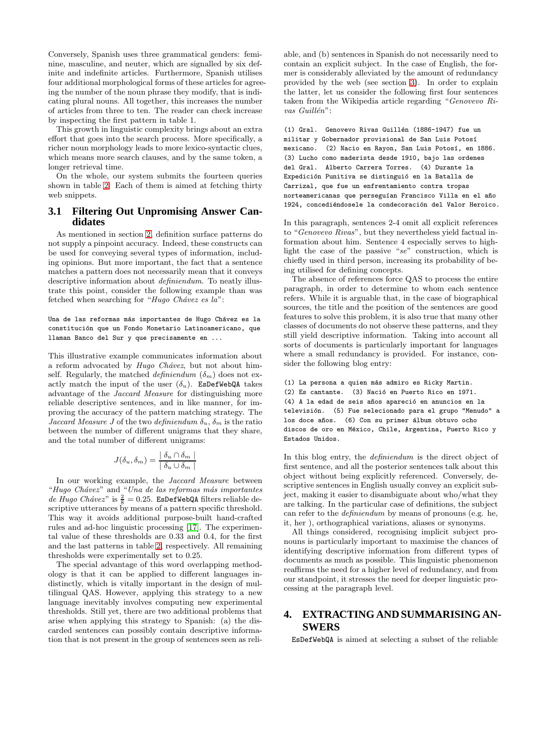Conversely, Spanish uses three grammatical genders: feminine, masculine, and neuter, which are signalled by six definite and indefinite articles. Furthermore, Spanish utilises four additional morphological forms of these articles for agreeing the number of the noun phrase they modify, that is indicating plural nouns. All together, this increases the number of articles from three to ten. The reader can check increase by inspecting the first pattern in table 1.

This growth in linguistic complexity brings about an extra effort that goes into the search process. More specifically, a richer noun morphology leads to more lexico-syntactic clues, which means more search clauses, and by the same token, a longer retrieval time.

On the whole, our system submits the fourteen queries shown in table 2. Each of them is aimed at fetching thirty web snippets.

## 3.1 Filtering Out Unpromising Answer Candidates

As mentioned in section 2, definition surface patterns do not supply a pinpoint accuracy. Indeed, these constructs can be used for conveying several types of information, including opinions. But more important, the fact that a sentence matches a pattern does not necessarily mean that it conveys descriptive information about *definiendum*. To neatly illustrate this point, consider the following example than was fetched when searching for "*Hugo Chávez es la*":

```
Una de las reformas más importantes de Hugo Chávez es la
constitución que un Fondo Monetario Latinoamericano, que
llaman Banco del Sur y que precisamente en ...
```

This illustrative example communicates information about a reform advocated by *Hugo Chávez*, but not about himself. Regularly, the matched *definiendum* ($\delta_m$) does not exactly match the input of the user ($\delta_u$). `EsDefWebQA` takes advantage of the *Jaccard Measure* for distinguishing more reliable descriptive sentences, and in like manner, for improving the accuracy of the pattern matching strategy. The *Jaccard Measure* $J$ of the two *definiendum* $\delta_u$, $\delta_m$ is the ratio between the number of different unigrams that they share, and the total number of different unigrams:

$$J(\delta_u, \delta_m) = \frac{\mid \delta_u \cap \delta_m \mid}{\mid \delta_u \cup \delta_m \mid}$$

In our working example, the *Jaccard Measure* between "*Hugo Chávez*" and "*Una de las reformas más importantes de Hugo Chávez*" is $\frac{2}{8} = 0.25$. `EsDefWebQA` filters reliable descriptive utterances by means of a pattern specific threshold. This way it avoids additional purpose-built hand-crafted rules and ad-hoc linguistic processing [17]. The experimental value of these thresholds are 0.33 and 0.4, for the first and the last patterns in table 2, respectively. All remaining thresholds were experimentally set to 0.25.

The special advantage of this word overlapping methodology is that it can be applied to different languages indistinctly, which is vitally important in the design of multilingual QAS. However, applying this strategy to a new language inevitably involves computing new experimental thresholds. Still yet, there are two additional problems that arise when applying this strategy to Spanish: (a) the discarded sentences can possibly contain descriptive information that is not present in the group of sentences seen as reliable, and (b) sentences in Spanish do not necessarily need to contain an explicit subject. In the case of English, the former is considerably alleviated by the amount of redundancy provided by the web (see section 3). In order to explain the latter, let us consider the following first four sentences taken from the Wikipedia article regarding "*Genovevo Rivas Guillén*":

```
(1) Gral.  Genovevo Rivas Guillén (1886-1947) fue un
militar y Gobernador provisional de San Luis Potosí
mexicano.  (2) Nacio en Rayon, San Luis Potosí, en 1886.
(3) Lucho como maderista desde 1910, bajo las ordenes
del Gral.  Alberto Carrera Torres.  (4) Durante la
Expedición Punitiva se distinguió en la Batalla de
Carrizal, que fue un enfrentamiento contra tropas
norteamericanas que perseguían Francisco Villa en el año
1924, concediéndosele la condecoración del Valor Heroico.
```

In this paragraph, sentences 2-4 omit all explicit references to "*Genovevo Rivas*", but they nevertheless yield factual information about him. Sentence 4 especially serves to highlight the case of the passive "*se*" construction, which is chiefly used in third person, increasing its probability of being utilised for defining concepts.

The absence of references force QAS to process the entire paragraph, in order to determine to whom each sentence refers. While it is arguable that, in the case of biographical sources, the title and the position of the sentences are good features to solve this problem, it is also true that many other classes of documents do not observe these patterns, and they still yield descriptive information. Taking into account all sorts of documents is particularly important for languages where a small redundancy is provided. For instance, consider the following blog entry:

```
(1) La persona a quien más admiro es Ricky Martin.
(2) Es cantante.  (3) Nació en Puerto Rico en 1971.
(4) A la edad de seis años apareció en anuncios en la
televisión.  (5) Fue selecionado para el grupo "Menudo" a
los doce años.  (6) Con su primer álbum obtuvo ocho
discos de oro en México, Chile, Argentina, Puerto Rico y
Estados Unidos.
```

In this blog entry, the *definiendum* is the direct object of first sentence, and all the posterior sentences talk about this object without being explicitly referenced. Conversely, descriptive sentences in English usually convey an explicit subject, making it easier to disambiguate about who/what they are talking. In the particular case of definitions, the subject can refer to the *definiendum* by means of pronouns (e.g. he, it, her ), orthographical variations, aliases or synonyms.

All things considered, recognising implicit subject pronouns is particularly important to maximise the chances of identifying descriptive information from different types of documents as much as possible. This linguistic phenomenon reaffirms the need for a higher level of redundancy, and from our standpoint, it stresses the need for deeper linguistic processing at the paragraph level.

# 4. EXTRACTING AND SUMMARISING ANSWERS

`EsDefWebQA` is aimed at selecting a subset of the reliable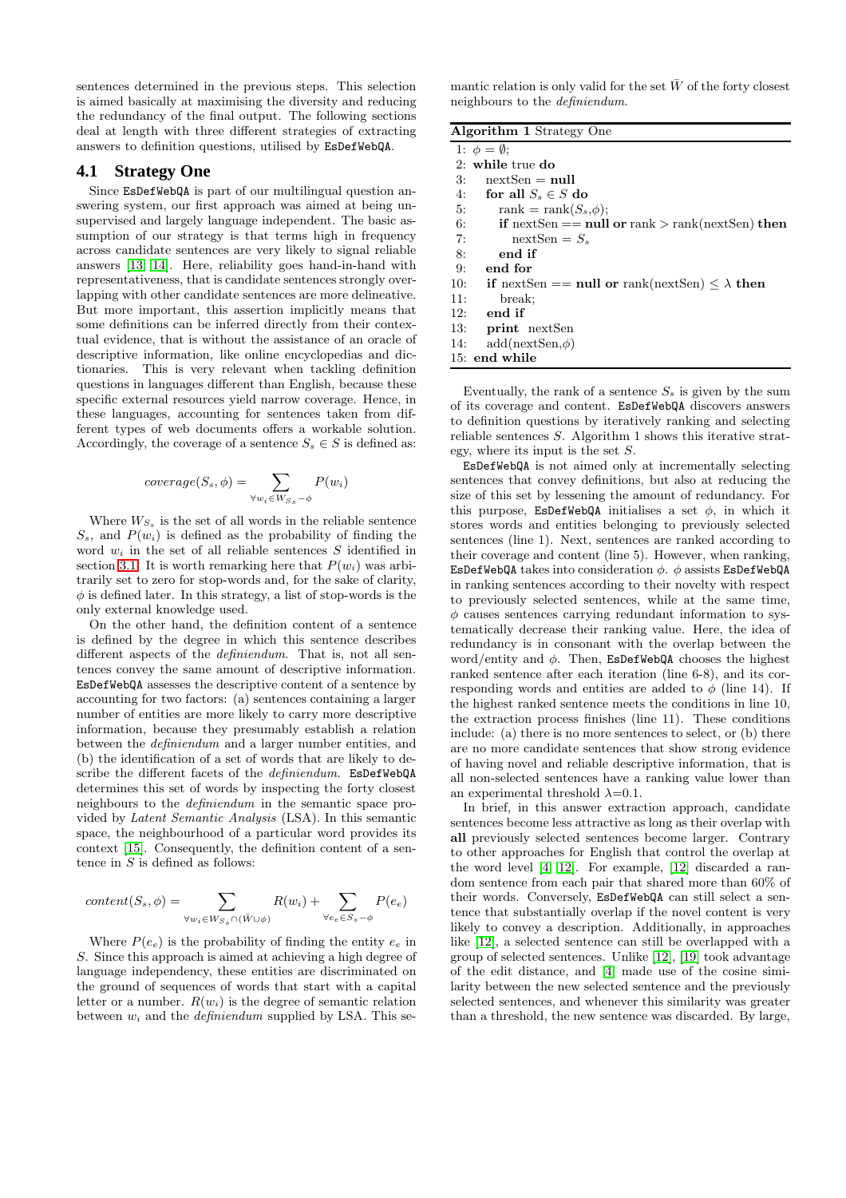sentences determined in the previous steps. This selection is aimed basically at maximising the diversity and reducing the redundancy of the final output. The following sections deal at length with three different strategies of extracting answers to definition questions, utilised by EsDefWebQA.

## 4.1 Strategy One

Since EsDefWebQA is part of our multilingual question answering system, our first approach was aimed at being unsupervised and largely language independent. The basic assumption of our strategy is that terms high in frequency across candidate sentences are very likely to signal reliable answers [13, 14]. Here, reliability goes hand-in-hand with representativeness, that is candidate sentences strongly overlapping with other candidate sentences are more delineative. But more important, this assertion implicitly means that some definitions can be inferred directly from their contextual evidence, that is without the assistance of an oracle of descriptive information, like online encyclopedias and dictionaries. This is very relevant when tackling definition questions in languages different than English, because these specific external resources yield narrow coverage. Hence, in these languages, accounting for sentences taken from different types of web documents offers a workable solution. Accordingly, the coverage of a sentence $S_s \in S$ is defined as:

$$coverage(S_s, \phi) = \sum_{\forall w_i \in W_{S_s} - \phi} P(w_i)$$

Where $W_{S_s}$ is the set of all words in the reliable sentence $S_s$, and $P(w_i)$ is defined as the probability of finding the word $w_i$ in the set of all reliable sentences $S$ identified in section 3.1. It is worth remarking here that $P(w_i)$ was arbitrarily set to zero for stop-words and, for the sake of clarity, $\phi$ is defined later. In this strategy, a list of stop-words is the only external knowledge used.

On the other hand, the definition content of a sentence is defined by the degree in which this sentence describes different aspects of the *definiendum*. That is, not all sentences convey the same amount of descriptive information. EsDefWebQA assesses the descriptive content of a sentence by accounting for two factors: (a) sentences containing a larger number of entities are more likely to carry more descriptive information, because they presumably establish a relation between the *definiendum* and a larger number entities, and (b) the identification of a set of words that are likely to describe the different facets of the *definiendum*. EsDefWebQA determines this set of words by inspecting the forty closest neighbours to the *definiendum* in the semantic space provided by *Latent Semantic Analysis* (LSA). In this semantic space, the neighbourhood of a particular word provides its context [15]. Consequently, the definition content of a sentence in $S$ is defined as follows:

$$content(S_s, \phi) = \sum_{\forall w_i \in W_{S_s} \cap (\bar{W} \cup \phi)} R(w_i) + \sum_{\forall e_e \in S_s - \phi} P(e_e)$$

Where $P(e_e)$ is the probability of finding the entity $e_e$ in $S$. Since this approach is aimed at achieving a high degree of language independency, these entities are discriminated on the ground of sequences of words that start with a capital letter or a number. $R(w_i)$ is the degree of semantic relation between $w_i$ and the *definiendum* supplied by LSA. This semantic relation is only valid for the set $\bar{W}$ of the forty closest neighbours to the *definiendum*.

**Algorithm 1** Strategy One

```
1:  φ = ∅;
2:  while true do
3:    nextSen = null
4:    for all S_s ∈ S do
5:      rank = rank(S_s,φ);
6:      if nextSen == null or rank > rank(nextSen) then
7:        nextSen = S_s
8:      end if
9:    end for
10:   if nextSen == null or rank(nextSen) ≤ λ then
11:     break;
12:   end if
13:   print nextSen
14:   add(nextSen,φ)
15: end while
```

Eventually, the rank of a sentence $S_s$ is given by the sum of its coverage and content. EsDefWebQA discovers answers to definition questions by iteratively ranking and selecting reliable sentences $S$. Algorithm 1 shows this iterative strategy, where its input is the set $S$.

EsDefWebQA is not aimed only at incrementally selecting sentences that convey definitions, but also at reducing the size of this set by lessening the amount of redundancy. For this purpose, EsDefWebQA initialises a set $\phi$, in which it stores words and entities belonging to previously selected sentences (line 1). Next, sentences are ranked according to their coverage and content (line 5). However, when ranking, EsDefWebQA takes into consideration $\phi$. $\phi$ assists EsDefWebQA in ranking sentences according to their novelty with respect to previously selected sentences, while at the same time, $\phi$ causes sentences carrying redundant information to systematically decrease their ranking value. Here, the idea of redundancy is in consonant with the overlap between the word/entity and $\phi$. Then, EsDefWebQA chooses the highest ranked sentence after each iteration (line 6-8), and its corresponding words and entities are added to $\phi$ (line 14). If the highest ranked sentence meets the conditions in line 10, the extraction process finishes (line 11). These conditions include: (a) there is no more sentences to select, or (b) there are no more candidate sentences that show strong evidence of having novel and reliable descriptive information, that is all non-selected sentences have a ranking value lower than an experimental threshold $\lambda$=0.1.

In brief, in this answer extraction approach, candidate sentences become less attractive as long as their overlap with **all** previously selected sentences become larger. Contrary to other approaches for English that control the overlap at the word level [4, 12]. For example, [12] discarded a random sentence from each pair that shared more than 60% of their words. Conversely, EsDefWebQA can still select a sentence that substantially overlap if the novel content is very likely to convey a description. Additionally, in approaches like [12], a selected sentence can still be overlapped with a group of selected sentences. Unlike [12], [19] took advantage of the edit distance, and [4] made use of the cosine similarity between the new selected sentence and the previously selected sentences, and whenever this similarity was greater than a threshold, the new sentence was discarded. By large,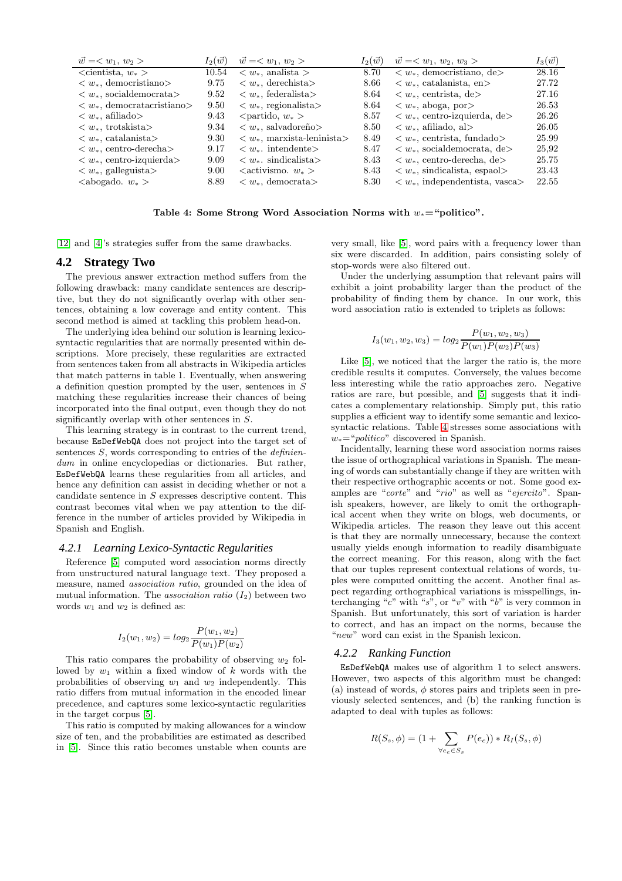| $\vec{w} =< w_1, w_2 >$ | $I_2(\vec{w})$ | $\vec{w} =< w_1, w_2 >$ | $I_2(\vec{w})$ | $\vec{w} =< w_1, w_2, w_3 >$ | $I_3(\vec{w})$ |
|---|---|---|---|---|---|
| <cientista, $w_*$ > | 10.54 | < $w_*$, analista > | 8.70 | < $w_*$, democristiano, de> | 28.16 |
| < $w_*$, democristiano> | 9.75 | < $w_*$, derechista> | 8.66 | < $w_*$, catalanista, en> | 27.72 |
| < $w_*$, socialdemocrata> | 9.52 | < $w_*$, federalista> | 8.64 | < $w_*$, centrista, de> | 27.16 |
| < $w_*$, democratacristiano> | 9.50 | < $w_*$, regionalista> | 8.64 | < $w_*$, aboga, por> | 26.53 |
| < $w_*$, afiliado> | 9.43 | <partido, $w_*$ > | 8.57 | < $w_*$, centro-izquierda, de> | 26.26 |
| < $w_*$, trotskista> | 9.34 | < $w_*$, salvadoreño> | 8.50 | < $w_*$, afiliado, al> | 26.05 |
| < $w_*$, catalanista> | 9.30 | < $w_*$, marxista-leninista> | 8.49 | < $w_*$, centrista, fundado> | 25.99 |
| < $w_*$, centro-derecha> | 9.17 | < $w_*$. intendente> | 8.47 | < $w_*$, socialdemocrata, de> | 25,92 |
| < $w_*$, centro-izquierda> | 9.09 | < $w_*$. sindicalista> | 8.43 | < $w_*$, centro-derecha, de> | 25.75 |
| < $w_*$, galleguista> | 9.00 | <activismo. $w_*$ > | 8.43 | < $w_*$, sindicalista, espaol> | 23.43 |
| <abogado. $w_*$ > | 8.89 | < $w_*$, democrata> | 8.30 | < $w_*$, independentista, vasca> | 22.55 |

**Table 4: Some Strong Word Association Norms with $w_*$="politico".**

[12] and [4]'s strategies suffer from the same drawbacks.

## 4.2 Strategy Two

The previous answer extraction method suffers from the following drawback: many candidate sentences are descriptive, but they do not significantly overlap with other sentences, obtaining a low coverage and entity content. This second method is aimed at tackling this problem head-on.

The underlying idea behind our solution is learning lexico-syntactic regularities that are normally presented within descriptions. More precisely, these regularities are extracted from sentences taken from all abstracts in Wikipedia articles that match patterns in table 1. Eventually, when answering a definition question prompted by the user, sentences in $S$ matching these regularities increase their chances of being incorporated into the final output, even though they do not significantly overlap with other sentences in $S$.

This learning strategy is in contrast to the current trend, because EsDefWebQA does not project into the target set of sentences $S$, words corresponding to entries of the *definiendum* in online encyclopedias or dictionaries. But rather, EsDefWebQA learns these regularities from all articles, and hence any definition can assist in deciding whether or not a candidate sentence in $S$ expresses descriptive content. This contrast becomes vital when we pay attention to the difference in the number of articles provided by Wikipedia in Spanish and English.

### 4.2.1 Learning Lexico-Syntactic Regularities

Reference [5] computed word association norms directly from unstructured natural language text. They proposed a measure, named *association ratio*, grounded on the idea of mutual information. The *association ratio* ($I_2$) between two words $w_1$ and $w_2$ is defined as:

$$I_2(w_1, w_2) = log_2 \frac{P(w_1, w_2)}{P(w_1)P(w_2)}$$

This ratio compares the probability of observing $w_2$ followed by $w_1$ within a fixed window of $k$ words with the probabilities of observing $w_1$ and $w_2$ independently. This ratio differs from mutual information in the encoded linear precedence, and captures some lexico-syntactic regularities in the target corpus [5].

This ratio is computed by making allowances for a window size of ten, and the probabilities are estimated as described in [5]. Since this ratio becomes unstable when counts are very small, like [5], word pairs with a frequency lower than six were discarded. In addition, pairs consisting solely of stop-words were also filtered out.

Under the underlying assumption that relevant pairs will exhibit a joint probability larger than the product of the probability of finding them by chance. In our work, this word association ratio is extended to triplets as follows:

$$I_3(w_1, w_2, w_3) = log_2 \frac{P(w_1, w_2, w_3)}{P(w_1)P(w_2)P(w_3)}$$

Like [5], we noticed that the larger the ratio is, the more credible results it computes. Conversely, the values become less interesting while the ratio approaches zero. Negative ratios are rare, but possible, and [5] suggests that it indicates a complementary relationship. Simply put, this ratio supplies a efficient way to identify some semantic and lexico-syntactic relations. Table 4 stresses some associations with $w_*$="*politico*" discovered in Spanish.

Incidentally, learning these word association norms raises the issue of orthographical variations in Spanish. The meaning of words can substantially change if they are written with their respective orthographic accents or not. Some good examples are "*corte*" and "*rio*" as well as "*ejercito*". Spanish speakers, however, are likely to omit the orthographical accent when they write on blogs, web documents, or Wikipedia articles. The reason they leave out this accent is that they are normally unnecessary, because the context usually yields enough information to readily disambiguate the correct meaning. For this reason, along with the fact that our tuples represent contextual relations of words, tuples were computed omitting the accent. Another final aspect regarding orthographical variations is misspellings, interchanging "*c*" with "*s*", or "*v*" with "*b*" is very common in Spanish. But unfortunately, this sort of variation is harder to correct, and has an impact on the norms, because the "*new*" word can exist in the Spanish lexicon.

### 4.2.2 Ranking Function

EsDefWebQA makes use of algorithm 1 to select answers. However, two aspects of this algorithm must be changed: (a) instead of words, $\phi$ stores pairs and triplets seen in previously selected sentences, and (b) the ranking function is adapted to deal with tuples as follows:

$$R(S_s, \phi) = (1 + \sum_{\forall e_e \in S_s} P(e_e)) * R_I(S_s, \phi)$$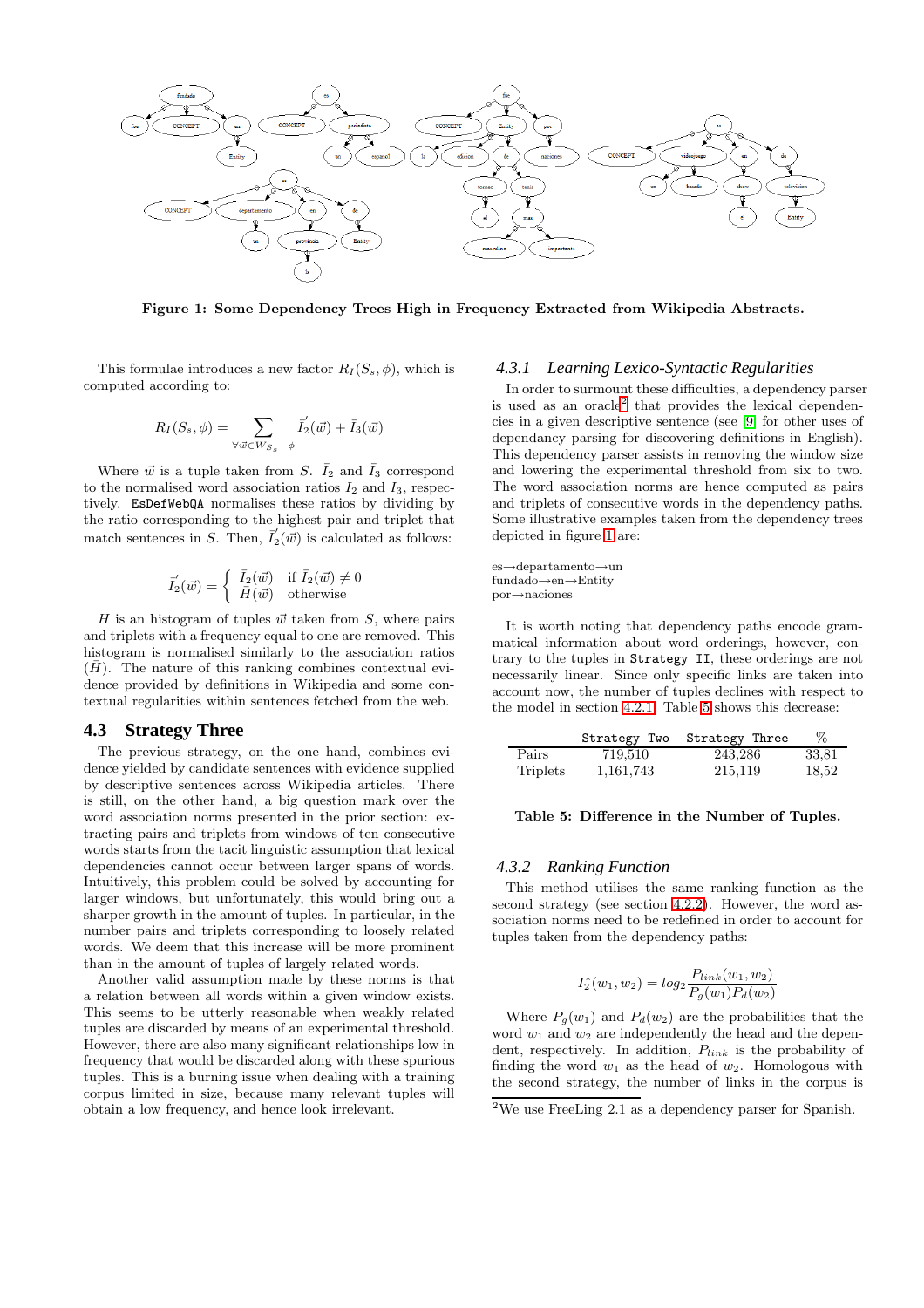Figure 1: Some Dependency Trees High in Frequency Extracted from Wikipedia Abstracts.

This formulae introduces a new factor $R_I(S_s, \phi)$, which is computed according to:

$$R_I(S_s, \phi) = \sum_{\forall \vec{w} \in W_{S_s} - \phi} \bar{I}_2'(\vec{w}) + \bar{I}_3(\vec{w})$$

Where $\vec{w}$ is a tuple taken from $S$. $\bar{I}_2$ and $\bar{I}_3$ correspond to the normalised word association ratios $I_2$ and $I_3$, respectively. `EsDefWebQA` normalises these ratios by dividing by the ratio corresponding to the highest pair and triplet that match sentences in $S$. Then, $\bar{I}_2'(\vec{w})$ is calculated as follows:

$$\bar{I}_2'(\vec{w}) = \begin{cases} \bar{I}_2(\vec{w}) & \text{if } \bar{I}_2(\vec{w}) \neq 0 \\ \bar{H}(\vec{w}) & \text{otherwise} \end{cases}$$

$H$ is an histogram of tuples $\vec{w}$ taken from $S$, where pairs and triplets with a frequency equal to one are removed. This histogram is normalised similarly to the association ratios ($\bar{H}$). The nature of this ranking combines contextual evidence provided by definitions in Wikipedia and some contextual regularities within sentences fetched from the web.

## 4.3 Strategy Three

The previous strategy, on the one hand, combines evidence yielded by candidate sentences with evidence supplied by descriptive sentences across Wikipedia articles. There is still, on the other hand, a big question mark over the word association norms presented in the prior section: extracting pairs and triplets from windows of ten consecutive words starts from the tacit linguistic assumption that lexical dependencies cannot occur between larger spans of words. Intuitively, this problem could be solved by accounting for larger windows, but unfortunately, this would bring out a sharper growth in the amount of tuples. In particular, in the number pairs and triplets corresponding to loosely related words. We deem that this increase will be more prominent than in the amount of tuples of largely related words.

Another valid assumption made by these norms is that a relation between all words within a given window exists. This seems to be utterly reasonable when weakly related tuples are discarded by means of an experimental threshold. However, there are also many significant relationships low in frequency that would be discarded along with these spurious tuples. This is a burning issue when dealing with a training corpus limited in size, because many relevant tuples will obtain a low frequency, and hence look irrelevant.

### 4.3.1 *Learning Lexico-Syntactic Regularities*

In order to surmount these difficulties, a dependency parser is used as an oracle[2] that provides the lexical dependencies in a given descriptive sentence (see [9] for other uses of dependancy parsing for discovering definitions in English). This dependency parser assists in removing the window size and lowering the experimental threshold from six to two. The word association norms are hence computed as pairs and triplets of consecutive words in the dependency paths. Some illustrative examples taken from the dependency trees depicted in figure 1 are:

es→departamento→un
fundado→en→Entity
por→naciones

It is worth noting that dependency paths encode grammatical information about word orderings, however, contrary to the tuples in `Strategy II`, these orderings are not necessarily linear. Since only specific links are taken into account now, the number of tuples declines with respect to the model in section 4.2.1. Table 5 shows this decrease:

| | `Strategy Two` | `Strategy Three` | % |
|---|---|---|---|
| Pairs | 719,510 | 243,286 | 33,81 |
| Triplets | 1,161,743 | 215,119 | 18,52 |

**Table 5: Difference in the Number of Tuples.**

### 4.3.2 *Ranking Function*

This method utilises the same ranking function as the second strategy (see section 4.2.2). However, the word association norms need to be redefined in order to account for tuples taken from the dependency paths:

$$I_2^*(w_1, w_2) = log_2 \frac{P_{link}(w_1, w_2)}{P_g(w_1) P_d(w_2)}$$

Where $P_g(w_1)$ and $P_d(w_2)$ are the probabilities that the word $w_1$ and $w_2$ are independently the head and the dependent, respectively. In addition, $P_{link}$ is the probability of finding the word $w_1$ as the head of $w_2$. Homologous with the second strategy, the number of links in the corpus is

[2] We use FreeLing 2.1 as a dependency parser for Spanish.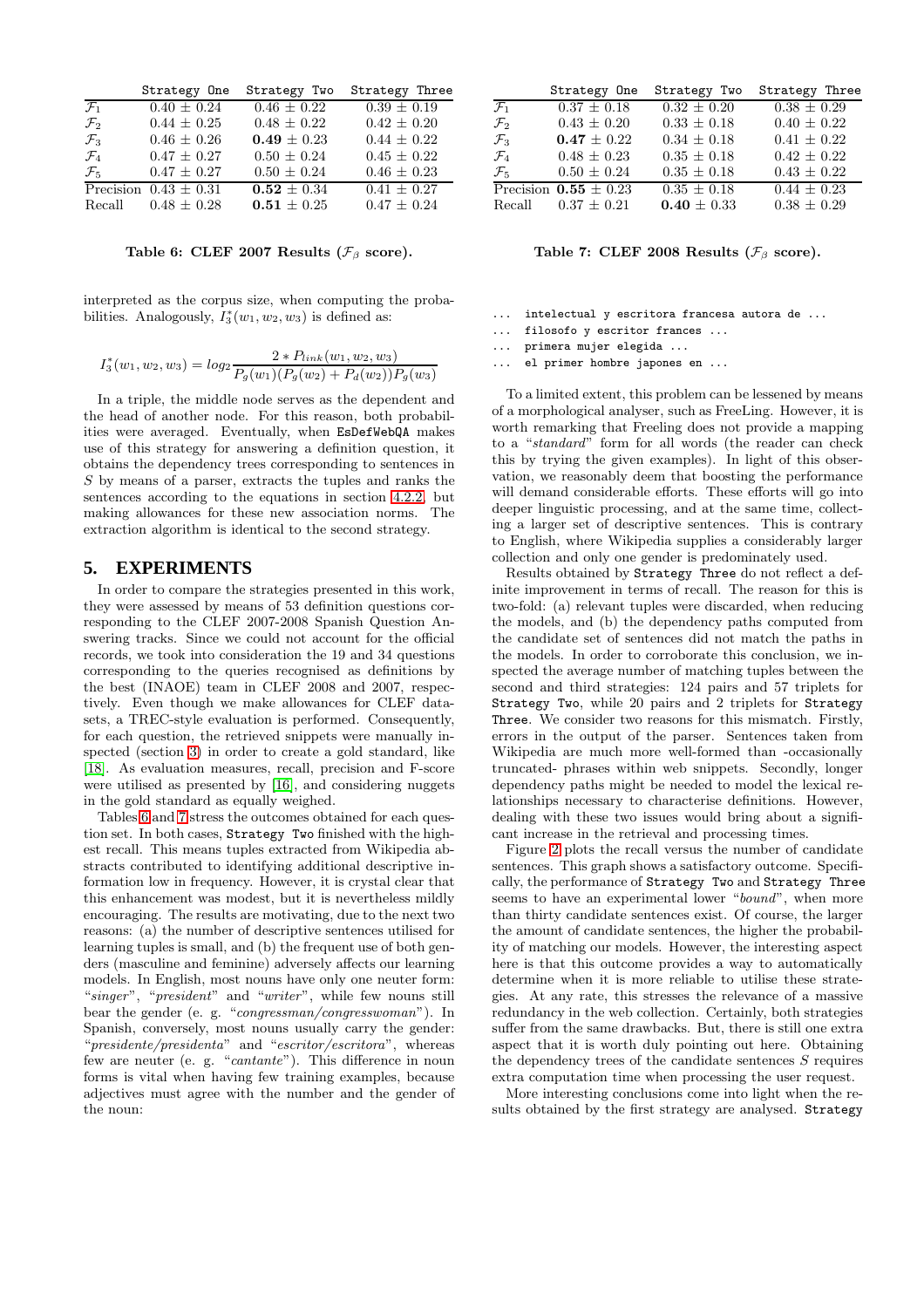|  | Strategy One | Strategy Two | Strategy Three |
|---|---|---|---|
| $\mathcal{F}_1$ | 0.40 ± 0.24 | 0.46 ± 0.22 | 0.39 ± 0.19 |
| $\mathcal{F}_2$ | 0.44 ± 0.25 | 0.48 ± 0.22 | 0.42 ± 0.20 |
| $\mathcal{F}_3$ | 0.46 ± 0.26 | **0.49** ± 0.23 | 0.44 ± 0.22 |
| $\mathcal{F}_4$ | 0.47 ± 0.27 | 0.50 ± 0.24 | 0.45 ± 0.22 |
| $\mathcal{F}_5$ | 0.47 ± 0.27 | 0.50 ± 0.24 | 0.46 ± 0.23 |
| Precision | 0.43 ± 0.31 | **0.52** ± 0.34 | 0.41 ± 0.27 |
| Recall | 0.48 ± 0.28 | **0.51** ± 0.25 | 0.47 ± 0.24 |

**Table 6: CLEF 2007 Results ($\mathcal{F}_\beta$ score).**

|  | Strategy One | Strategy Two | Strategy Three |
|---|---|---|---|
| $\mathcal{F}_1$ | 0.37 ± 0.18 | 0.32 ± 0.20 | 0.38 ± 0.29 |
| $\mathcal{F}_2$ | 0.43 ± 0.20 | 0.33 ± 0.18 | 0.40 ± 0.22 |
| $\mathcal{F}_3$ | **0.47** ± 0.22 | 0.34 ± 0.18 | 0.41 ± 0.22 |
| $\mathcal{F}_4$ | 0.48 ± 0.23 | 0.35 ± 0.18 | 0.42 ± 0.22 |
| $\mathcal{F}_5$ | 0.50 ± 0.24 | 0.35 ± 0.18 | 0.43 ± 0.22 |
| Precision | **0.55** ± 0.23 | 0.35 ± 0.18 | 0.44 ± 0.23 |
| Recall | 0.37 ± 0.21 | **0.40** ± 0.33 | 0.38 ± 0.29 |

**Table 7: CLEF 2008 Results ($\mathcal{F}_\beta$ score).**

interpreted as the corpus size, when computing the probabilities. Analogously, $I_3^*(w_1, w_2, w_3)$ is defined as:

$$I_3^*(w_1, w_2, w_3) = log_2 \frac{2 * P_{link}(w_1, w_2, w_3)}{P_g(w_1)(P_g(w_2) + P_d(w_2))P_g(w_3)}$$

In a triple, the middle node serves as the dependent and the head of another node. For this reason, both probabilities were averaged. Eventually, when `EsDefWebQA` makes use of this strategy for answering a definition question, it obtains the dependency trees corresponding to sentences in $S$ by means of a parser, extracts the tuples and ranks the sentences according to the equations in section 4.2.2, but making allowances for these new association norms. The extraction algorithm is identical to the second strategy.

## 5. EXPERIMENTS

In order to compare the strategies presented in this work, they were assessed by means of 53 definition questions corresponding to the CLEF 2007-2008 Spanish Question Answering tracks. Since we could not account for the official records, we took into consideration the 19 and 34 questions corresponding to the queries recognised as definitions by the best (INAOE) team in CLEF 2008 and 2007, respectively. Even though we make allowances for CLEF datasets, a TREC-style evaluation is performed. Consequently, for each question, the retrieved snippets were manually inspected (section 3) in order to create a gold standard, like [18]. As evaluation measures, recall, precision and F-score were utilised as presented by [16], and considering nuggets in the gold standard as equally weighed.

Tables 6 and 7 stress the outcomes obtained for each question set. In both cases, `Strategy Two` finished with the highest recall. This means tuples extracted from Wikipedia abstracts contributed to identifying additional descriptive information low in frequency. However, it is crystal clear that this enhancement was modest, but it is nevertheless mildly encouraging. The results are motivating, due to the next two reasons: (a) the number of descriptive sentences utilised for learning tuples is small, and (b) the frequent use of both genders (masculine and feminine) adversely affects our learning models. In English, most nouns have only one neuter form: "*singer*", "*president*" and "*writer*", while few nouns still bear the gender (e. g. "*congressman/congresswoman*"). In Spanish, conversely, most nouns usually carry the gender: "*presidente/presidenta*" and "*escritor/escritora*", whereas few are neuter (e. g. "*cantante*"). This difference in noun forms is vital when having few training examples, because adjectives must agree with the number and the gender of the noun:

```
... intelectual y escritora francesa autora de ...
... filosofo y escritor frances ...
... primera mujer elegida ...
... el primer hombre japones en ...
```

To a limited extent, this problem can be lessened by means of a morphological analyser, such as FreeLing. However, it is worth remarking that Freeling does not provide a mapping to a "*standard*" form for all words (the reader can check this by trying the given examples). In light of this observation, we reasonably deem that boosting the performance will demand considerable efforts. These efforts will go into deeper linguistic processing, and at the same time, collecting a larger set of descriptive sentences. This is contrary to English, where Wikipedia supplies a considerably larger collection and only one gender is predominately used.

Results obtained by `Strategy Three` do not reflect a definite improvement in terms of recall. The reason for this is two-fold: (a) relevant tuples were discarded, when reducing the models, and (b) the dependency paths computed from the candidate set of sentences did not match the paths in the models. In order to corroborate this conclusion, we inspected the average number of matching tuples between the second and third strategies: 124 pairs and 57 triplets for `Strategy Two`, while 20 pairs and 2 triplets for `Strategy Three`. We consider two reasons for this mismatch. Firstly, errors in the output of the parser. Sentences taken from Wikipedia are much more well-formed than -occasionally truncated- phrases within web snippets. Secondly, longer dependency paths might be needed to model the lexical relationships necessary to characterise definitions. However, dealing with these two issues would bring about a significant increase in the retrieval and processing times.

Figure 2 plots the recall versus the number of candidate sentences. This graph shows a satisfactory outcome. Specifically, the performance of `Strategy Two` and `Strategy Three` seems to have an experimental lower "*bound*", when more than thirty candidate sentences exist. Of course, the larger the amount of candidate sentences, the higher the probability of matching our models. However, the interesting aspect here is that this outcome provides a way to automatically determine when it is more reliable to utilise these strategies. At any rate, this stresses the relevance of a massive redundancy in the web collection. Certainly, both strategies suffer from the same drawbacks. But, there is still one extra aspect that it is worth duly pointing out here. Obtaining the dependency trees of the candidate sentences $S$ requires extra computation time when processing the user request.

More interesting conclusions come into light when the results obtained by the first strategy are analysed. `Strategy`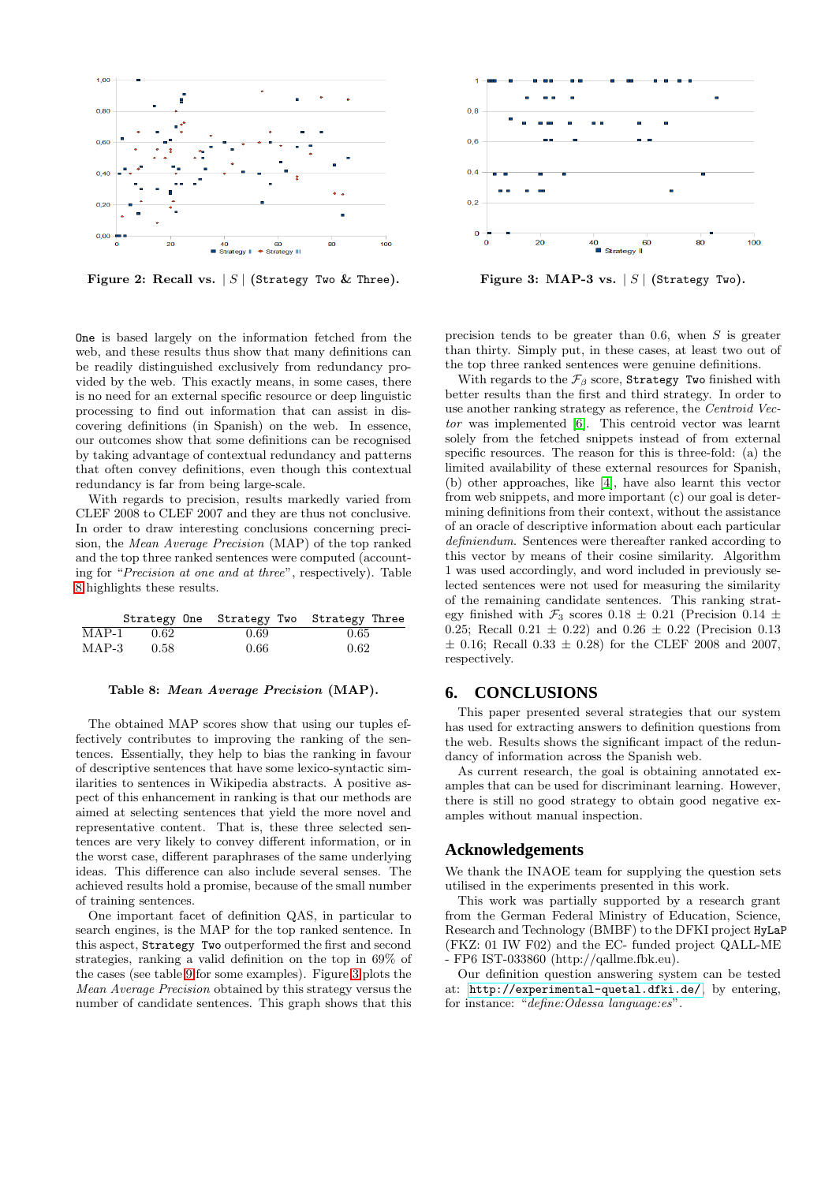Figure 2: Recall vs. $|S|$ (Strategy Two & Three).

Figure 3: MAP-3 vs. $|S|$ (Strategy Two).

One is based largely on the information fetched from the web, and these results thus show that many definitions can be readily distinguished exclusively from redundancy provided by the web. This exactly means, in some cases, there is no need for an external specific resource or deep linguistic processing to find out information that can assist in discovering definitions (in Spanish) on the web. In essence, our outcomes show that some definitions can be recognised by taking advantage of contextual redundancy and patterns that often convey definitions, even though this contextual redundancy is far from being large-scale.

With regards to precision, results markedly varied from CLEF 2008 to CLEF 2007 and they are thus not conclusive. In order to draw interesting conclusions concerning precision, the *Mean Average Precision* (MAP) of the top ranked and the top three ranked sentences were computed (accounting for "*Precision at one and at three*", respectively). Table 8 highlights these results.

| | Strategy One | Strategy Two | Strategy Three |
|---|---|---|---|
| MAP-1 | 0.62 | 0.69 | 0.65 |
| MAP-3 | 0.58 | 0.66 | 0.62 |

Table 8: *Mean Average Precision* (MAP).

The obtained MAP scores show that using our tuples effectively contributes to improving the ranking of the sentences. Essentially, they help to bias the ranking in favour of descriptive sentences that have some lexico-syntactic similarities to sentences in Wikipedia abstracts. A positive aspect of this enhancement in ranking is that our methods are aimed at selecting sentences that yield the more novel and representative content. That is, these three selected sentences are very likely to convey different information, or in the worst case, different paraphrases of the same underlying ideas. This difference can also include several senses. The achieved results hold a promise, because of the small number of training sentences.

One important facet of definition QAS, in particular to search engines, is the MAP for the top ranked sentence. In this aspect, Strategy Two outperformed the first and second strategies, ranking a valid definition on the top in 69% of the cases (see table 9 for some examples). Figure 3 plots the *Mean Average Precision* obtained by this strategy versus the number of candidate sentences. This graph shows that this precision tends to be greater than 0.6, when $S$ is greater than thirty. Simply put, in these cases, at least two out of the top three ranked sentences were genuine definitions.

With regards to the $\mathcal{F}_\beta$ score, Strategy Two finished with better results than the first and third strategy. In order to use another ranking strategy as reference, the *Centroid Vector* was implemented [6]. This centroid vector was learnt solely from the fetched snippets instead of from external specific resources. The reason for this is three-fold: (a) the limited availability of these external resources for Spanish, (b) other approaches, like [4], have also learnt this vector from web snippets, and more important (c) our goal is determining definitions from their context, without the assistance of an oracle of descriptive information about each particular *definiendum*. Sentences were thereafter ranked according to this vector by means of their cosine similarity. Algorithm 1 was used accordingly, and word included in previously selected sentences were not used for measuring the similarity of the remaining candidate sentences. This ranking strategy finished with $\mathcal{F}_3$ scores 0.18 $\pm$ 0.21 (Precision 0.14 $\pm$ 0.25; Recall 0.21 $\pm$ 0.22) and 0.26 $\pm$ 0.22 (Precision 0.13 $\pm$ 0.16; Recall 0.33 $\pm$ 0.28) for the CLEF 2008 and 2007, respectively.

## 6. CONCLUSIONS

This paper presented several strategies that our system has used for extracting answers to definition questions from the web. Results shows the significant impact of the redundancy of information across the Spanish web.

As current research, the goal is obtaining annotated examples that can be used for discriminant learning. However, there is still no good strategy to obtain good negative examples without manual inspection.

## Acknowledgements

We thank the INAOE team for supplying the question sets utilised in the experiments presented in this work.

This work was partially supported by a research grant from the German Federal Ministry of Education, Science, Research and Technology (BMBF) to the DFKI project HyLaP (FKZ: 01 IW F02) and the EC- funded project QALL-ME - FP6 IST-033860 (http://qallme.fbk.eu).

Our definition question answering system can be tested at: http://experimental-quetal.dfki.de/, by entering, for instance: "*define:Odessa language:es*".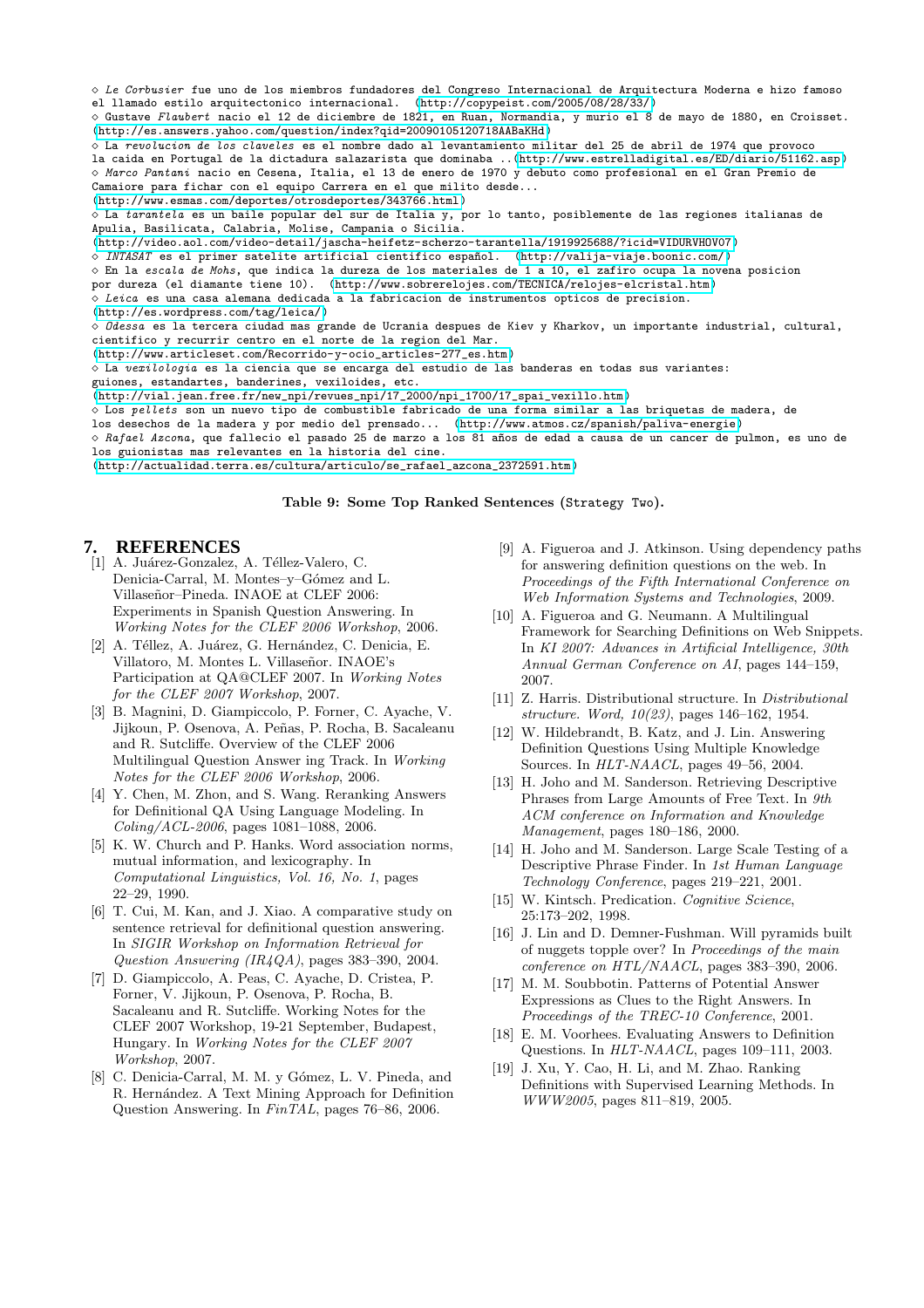◇ *Le Corbusier* fue uno de los miembros fundadores del Congreso Internacional de Arquitectura Moderna e hizo famoso el llamado estilo arquitectonico internacional. (http://copypeist.com/2005/08/28/33/)
◇ Gustave *Flaubert* nacio el 12 de diciembre de 1821, en Ruan, Normandia, y murio el 8 de mayo de 1880, en Croisset. (http://es.answers.yahoo.com/question/index?qid=20090105120718AABaKHd)
◇ La *revolucion de los claveles* es el nombre dado al levantamiento militar del 25 de abril de 1974 que provoco la caida en Portugal de la dictadura salazarista que dominaba ..(http://www.estrelladigital.es/ED/diario/51162.asp)
◇ *Marco Pantani* nacio en Cesena, Italia, el 13 de enero de 1970 y debuto como profesional en el Gran Premio de Camaiore para fichar con el equipo Carrera en el que milito desde...
(http://www.esmas.com/deportes/otrosdeportes/343766.html)
◇ La *tarantela* es un baile popular del sur de Italia y, por lo tanto, posiblemente de las regiones italianas de Apulia, Basilicata, Calabria, Molise, Campania o Sicilia.
(http://video.aol.com/video-detail/jascha-heifetz-scherzo-tarantella/1919925688/?icid=VIDURVHOV07)
◇ *INTASAT* es el primer satelite artificial cientifico español. (http://valija-viaje.boonic.com/)
◇ En la *escala de Mohs*, que indica la dureza de los materiales de 1 a 10, el zafiro ocupa la novena posicion por dureza (el diamante tiene 10). (http://www.sobrerelojes.com/TECNICA/relojes-elcristal.htm)
◇ *Leica* es una casa alemana dedicada a la fabricacion de instrumentos opticos de precision.
(http://es.wordpress.com/tag/leica/)
◇ *Odessa* es la tercera ciudad mas grande de Ucrania despues de Kiev y Kharkov, un importante industrial, cultural, cientifico y recurrir centro en el norte de la region del Mar.
(http://www.articleset.com/Recorrido-y-ocio_articles-277_es.htm)
◇ La *vexilologia* es la ciencia que se encarga del estudio de las banderas en todas sus variantes:
guiones, estandartes, banderines, vexiloides, etc.
(http://vial.jean.free.fr/new_npi/revues_npi/17_2000/npi_1700/17_spai_vexillo.htm)
◇ Los *pellets* son un nuevo tipo de combustible fabricado de una forma similar a las briquetas de madera, de los desechos de la madera y por medio del prensado... (http://www.atmos.cz/spanish/paliva-energie)
◇ *Rafael Azcona*, que fallecio el pasado 25 de marzo a los 81 años de edad a causa de un cancer de pulmon, es uno de los guionistas mas relevantes en la historia del cine.
(http://actualidad.terra.es/cultura/articulo/se_rafael_azcona_2372591.htm)

**Table 9: Some Top Ranked Sentences (Strategy Two).**

# 7. REFERENCES

[1] A. Juárez-Gonzalez, A. Téllez-Valero, C. Denicia-Carral, M. Montes–y–Gómez and L. Villaseñor–Pineda. INAOE at CLEF 2006: Experiments in Spanish Question Answering. In *Working Notes for the CLEF 2006 Workshop*, 2006.

[2] A. Téllez, A. Juárez, G. Hernández, C. Denicia, E. Villatoro, M. Montes L. Villaseñor. INAOE's Participation at QA@CLEF 2007. In *Working Notes for the CLEF 2007 Workshop*, 2007.

[3] B. Magnini, D. Giampiccolo, P. Forner, C. Ayache, V. Jijkoun, P. Osenova, A. Peñas, P. Rocha, B. Sacaleanu and R. Sutcliffe. Overview of the CLEF 2006 Multilingual Question Answer ing Track. In *Working Notes for the CLEF 2006 Workshop*, 2006.

[4] Y. Chen, M. Zhon, and S. Wang. Reranking Answers for Definitional QA Using Language Modeling. In *Coling/ACL-2006*, pages 1081–1088, 2006.

[5] K. W. Church and P. Hanks. Word association norms, mutual information, and lexicography. In *Computational Linguistics, Vol. 16, No. 1*, pages 22–29, 1990.

[6] T. Cui, M. Kan, and J. Xiao. A comparative study on sentence retrieval for definitional question answering. In *SIGIR Workshop on Information Retrieval for Question Answering (IR4QA)*, pages 383–390, 2004.

[7] D. Giampiccolo, A. Peas, C. Ayache, D. Cristea, P. Forner, V. Jijkoun, P. Osenova, P. Rocha, B. Sacaleanu and R. Sutcliffe. Working Notes for the CLEF 2007 Workshop, 19-21 September, Budapest, Hungary. In *Working Notes for the CLEF 2007 Workshop*, 2007.

[8] C. Denicia-Carral, M. M. y Gómez, L. V. Pineda, and R. Hernández. A Text Mining Approach for Definition Question Answering. In *FinTAL*, pages 76–86, 2006.

[9] A. Figueroa and J. Atkinson. Using dependency paths for answering definition questions on the web. In *Proceedings of the Fifth International Conference on Web Information Systems and Technologies*, 2009.

[10] A. Figueroa and G. Neumann. A Multilingual Framework for Searching Definitions on Web Snippets. In *KI 2007: Advances in Artificial Intelligence, 30th Annual German Conference on AI*, pages 144–159, 2007.

[11] Z. Harris. Distributional structure. In *Distributional structure. Word, 10(23)*, pages 146–162, 1954.

[12] W. Hildebrandt, B. Katz, and J. Lin. Answering Definition Questions Using Multiple Knowledge Sources. In *HLT-NAACL*, pages 49–56, 2004.

[13] H. Joho and M. Sanderson. Retrieving Descriptive Phrases from Large Amounts of Free Text. In *9th ACM conference on Information and Knowledge Management*, pages 180–186, 2000.

[14] H. Joho and M. Sanderson. Large Scale Testing of a Descriptive Phrase Finder. In *1st Human Language Technology Conference*, pages 219–221, 2001.

[15] W. Kintsch. Predication. *Cognitive Science*, 25:173–202, 1998.

[16] J. Lin and D. Demner-Fushman. Will pyramids built of nuggets topple over? In *Proceedings of the main conference on HTL/NAACL*, pages 383–390, 2006.

[17] M. M. Soubbotin. Patterns of Potential Answer Expressions as Clues to the Right Answers. In *Proceedings of the TREC-10 Conference*, 2001.

[18] E. M. Voorhees. Evaluating Answers to Definition Questions. In *HLT-NAACL*, pages 109–111, 2003.

[19] J. Xu, Y. Cao, H. Li, and M. Zhao. Ranking Definitions with Supervised Learning Methods. In *WWW2005*, pages 811–819, 2005.